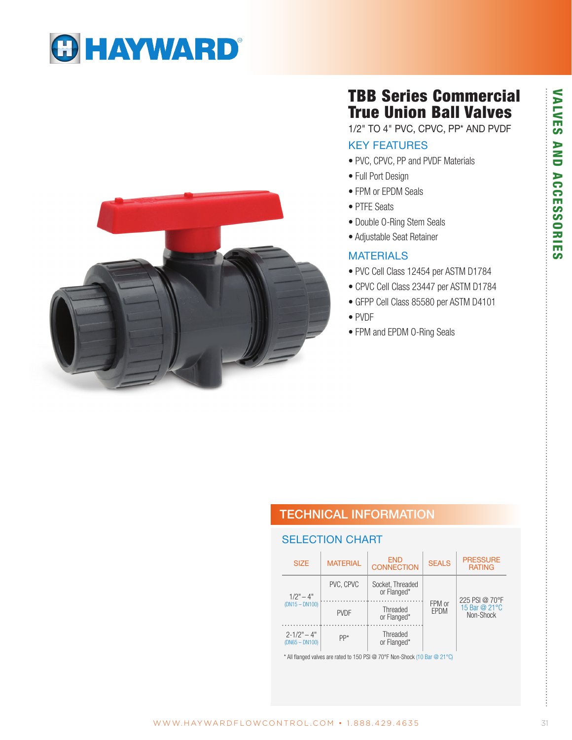# TBB Series Commercial True Union Ball Valves

1/2" TO 4" PVC, CPVC, PP* AND PVDF

## KEY FEATURES

- PVC, CPVC, PP and PVDF Materials
- Full Port Design
- FPM or EPDM Seals
- PTFE Seats
- Double O-Ring Stem Seals
- Adjustable Seat Retainer

## MATERIALS

- PVC Cell Class 12454 per ASTM D1784
- CPVC Cell Class 23447 per ASTM D1784
- GFPP Cell Class 85580 per ASTM D4101
- PVDF
- FPM and EPDM O-Ring Seals

## TECHNICAL INFORMATION

### SELECTION CHART

| SIZE | MATERIAL | END CONNECTION | SEALS | PRESSURE RATING |
|---|---|---|---|---|
| 1/2" – 4" (DN15 – DN100) | PVC, CPVC | Socket, Threaded or Flanged* | FPM or EPDM | 225 PSI @ 70°F 15 Bar @ 21°C Non-Shock |
| | PVDF | Threaded or Flanged* | | |
| 2-1/2" – 4" (DN65 – DN100) | PP* | Threaded or Flanged* | | |

* All flanged valves are rated to 150 PSI @ 70°F Non-Shock (10 Bar @ 21°C)

VALVES AND ACCESSORIES

WWW.HAYWARDFLOWCONTROL.COM • 1.888.429.4635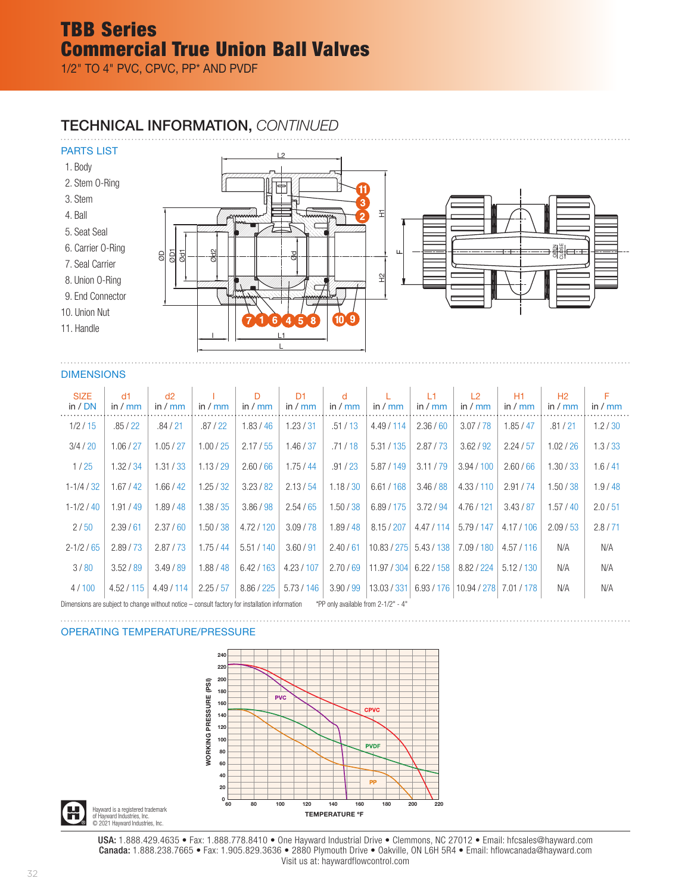# TBB Series
# Commercial True Union Ball Valves

1/2" TO 4" PVC, CPVC, PP* AND PVDF

## TECHNICAL INFORMATION, *CONTINUED*

### PARTS LIST

1. Body
2. Stem O-Ring
3. Stem
4. Ball
5. Seat Seal
6. Carrier O-Ring
7. Seal Carrier
8. Union O-Ring
9. End Connector
10. Union Nut
11. Handle

L2
ØD ØD1 Ød1 Ød2 Ød
H1 H2 F
l L1 L
OPEN CLOSE

### DIMENSIONS

| SIZE in / DN | d1 in / mm | d2 in / mm | l in / mm | D in / mm | D1 in / mm | d in / mm | L in / mm | L1 in / mm | L2 in / mm | H1 in / mm | H2 in / mm | F in / mm |
|---|---|---|---|---|---|---|---|---|---|---|---|---|
| 1/2 / 15 | .85 / 22 | .84 / 21 | .87 / 22 | 1.83 / 46 | 1.23 / 31 | .51 / 13 | 4.49 / 114 | 2.36 / 60 | 3.07 / 78 | 1.85 / 47 | .81 / 21 | 1.2 / 30 |
| 3/4 / 20 | 1.06 / 27 | 1.05 / 27 | 1.00 / 25 | 2.17 / 55 | 1.46 / 37 | .71 / 18 | 5.31 / 135 | 2.87 / 73 | 3.62 / 92 | 2.24 / 57 | 1.02 / 26 | 1.3 / 33 |
| 1 / 25 | 1.32 / 34 | 1.31 / 33 | 1.13 / 29 | 2.60 / 66 | 1.75 / 44 | .91 / 23 | 5.87 / 149 | 3.11 / 79 | 3.94 / 100 | 2.60 / 66 | 1.30 / 33 | 1.6 / 41 |
| 1-1/4 / 32 | 1.67 / 42 | 1.66 / 42 | 1.25 / 32 | 3.23 / 82 | 2.13 / 54 | 1.18 / 30 | 6.61 / 168 | 3.46 / 88 | 4.33 / 110 | 2.91 / 74 | 1.50 / 38 | 1.9 / 48 |
| 1-1/2 / 40 | 1.91 / 49 | 1.89 / 48 | 1.38 / 35 | 3.86 / 98 | 2.54 / 65 | 1.50 / 38 | 6.89 / 175 | 3.72 / 94 | 4.76 / 121 | 3.43 / 87 | 1.57 / 40 | 2.0 / 51 |
| 2 / 50 | 2.39 / 61 | 2.37 / 60 | 1.50 / 38 | 4.72 / 120 | 3.09 / 78 | 1.89 / 48 | 8.15 / 207 | 4.47 / 114 | 5.79 / 147 | 4.17 / 106 | 2.09 / 53 | 2.8 / 71 |
| 2-1/2 / 65 | 2.89 / 73 | 2.87 / 73 | 1.75 / 44 | 5.51 / 140 | 3.60 / 91 | 2.40 / 61 | 10.83 / 275 | 5.43 / 138 | 7.09 / 180 | 4.57 / 116 | N/A | N/A |
| 3 / 80 | 3.52 / 89 | 3.49 / 89 | 1.88 / 48 | 6.42 / 163 | 4.23 / 107 | 2.70 / 69 | 11.97 / 304 | 6.22 / 158 | 8.82 / 224 | 5.12 / 130 | N/A | N/A |
| 4 / 100 | 4.52 / 115 | 4.49 / 114 | 2.25 / 57 | 8.86 / 225 | 5.73 / 146 | 3.90 / 99 | 13.03 / 331 | 6.93 / 176 | 10.94 / 278 | 7.01 / 178 | N/A | N/A |

Dimensions are subject to change without notice – consult factory for installation information *PP only available from 2-1/2" - 4"

### OPERATING TEMPERATURE/PRESSURE

WORKING PRESSURE (PSI)
240
220
200
180
160
140
120
100
80
60
40
20
0
60 80 100 120 140 160 180 200 220
TEMPERATURE °F
PVC
CPVC
PVDF
PP

Hayward is a registered trademark of Hayward Industries, Inc.
© 2021 Hayward Industries, Inc.

**USA:** 1.888.429.4635 • Fax: 1.888.778.8410 • One Hayward Industrial Drive • Clemmons, NC 27012 • Email: hfcsales@hayward.com
**Canada:** 1.888.238.7665 • Fax: 1.905.829.3636 • 2880 Plymouth Drive • Oakville, ON L6H 5R4 • Email: hflowcanada@hayward.com
Visit us at: haywardflowcontrol.com